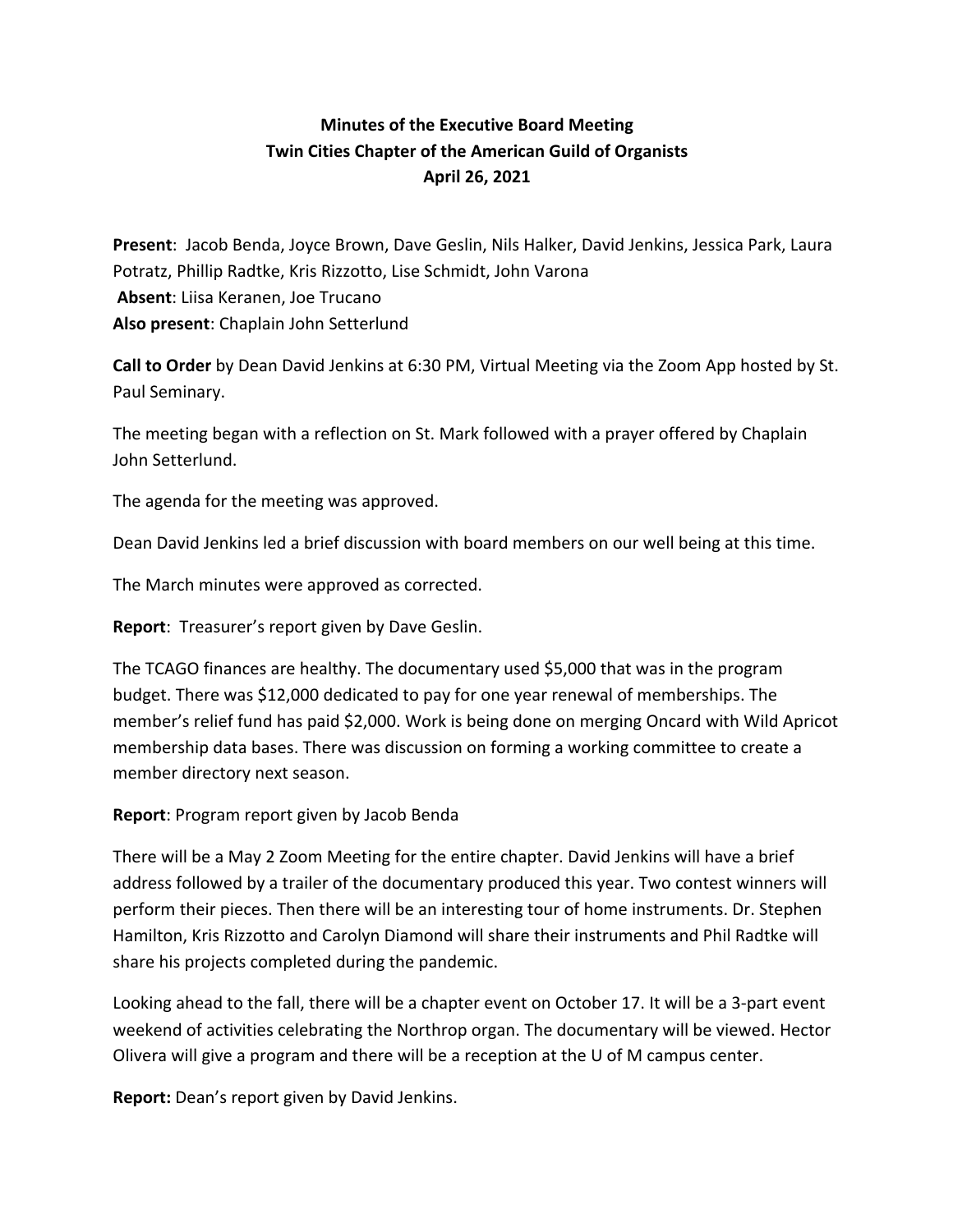# Minutes of the Executive Board Meeting
## Twin Cities Chapter of the American Guild of Organists
### April 26, 2021

**Present**: Jacob Benda, Joyce Brown, Dave Geslin, Nils Halker, David Jenkins, Jessica Park, Laura Potratz, Phillip Radtke, Kris Rizzotto, Lise Schmidt, John Varona
**Absent**: Liisa Keranen, Joe Trucano
**Also present**: Chaplain John Setterlund

**Call to Order** by Dean David Jenkins at 6:30 PM, Virtual Meeting via the Zoom App hosted by St. Paul Seminary.

The meeting began with a reflection on St. Mark followed with a prayer offered by Chaplain John Setterlund.

The agenda for the meeting was approved.

Dean David Jenkins led a brief discussion with board members on our well being at this time.

The March minutes were approved as corrected.

**Report**: Treasurer's report given by Dave Geslin.

The TCAGO finances are healthy. The documentary used $5,000 that was in the program budget. There was $12,000 dedicated to pay for one year renewal of memberships. The member's relief fund has paid $2,000. Work is being done on merging Oncard with Wild Apricot membership data bases. There was discussion on forming a working committee to create a member directory next season.

**Report**: Program report given by Jacob Benda

There will be a May 2 Zoom Meeting for the entire chapter. David Jenkins will have a brief address followed by a trailer of the documentary produced this year. Two contest winners will perform their pieces. Then there will be an interesting tour of home instruments. Dr. Stephen Hamilton, Kris Rizzotto and Carolyn Diamond will share their instruments and Phil Radtke will share his projects completed during the pandemic.

Looking ahead to the fall, there will be a chapter event on October 17. It will be a 3-part event weekend of activities celebrating the Northrop organ. The documentary will be viewed. Hector Olivera will give a program and there will be a reception at the U of M campus center.

**Report:** Dean's report given by David Jenkins.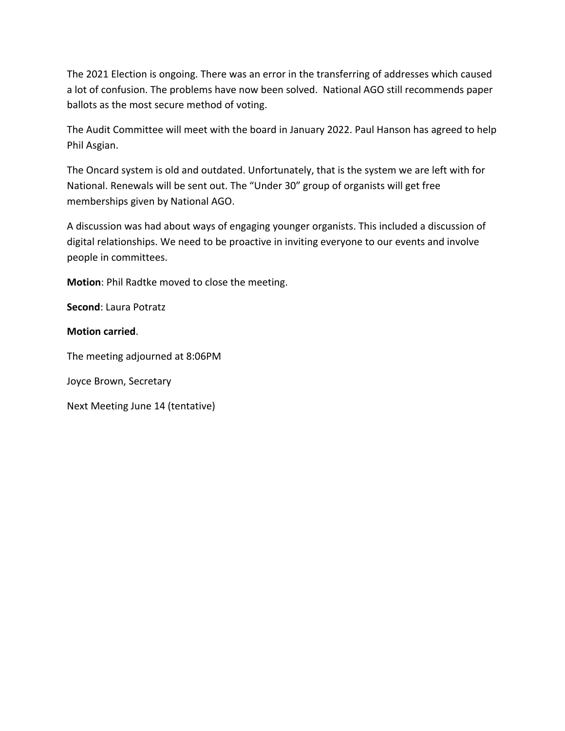The 2021 Election is ongoing. There was an error in the transferring of addresses which caused a lot of confusion. The problems have now been solved. National AGO still recommends paper ballots as the most secure method of voting.

The Audit Committee will meet with the board in January 2022. Paul Hanson has agreed to help Phil Asgian.

The Oncard system is old and outdated. Unfortunately, that is the system we are left with for National. Renewals will be sent out. The "Under 30" group of organists will get free memberships given by National AGO.

A discussion was had about ways of engaging younger organists. This included a discussion of digital relationships. We need to be proactive in inviting everyone to our events and involve people in committees.

**Motion**: Phil Radtke moved to close the meeting.

**Second**: Laura Potratz

**Motion carried**.

The meeting adjourned at 8:06PM

Joyce Brown, Secretary

Next Meeting June 14 (tentative)